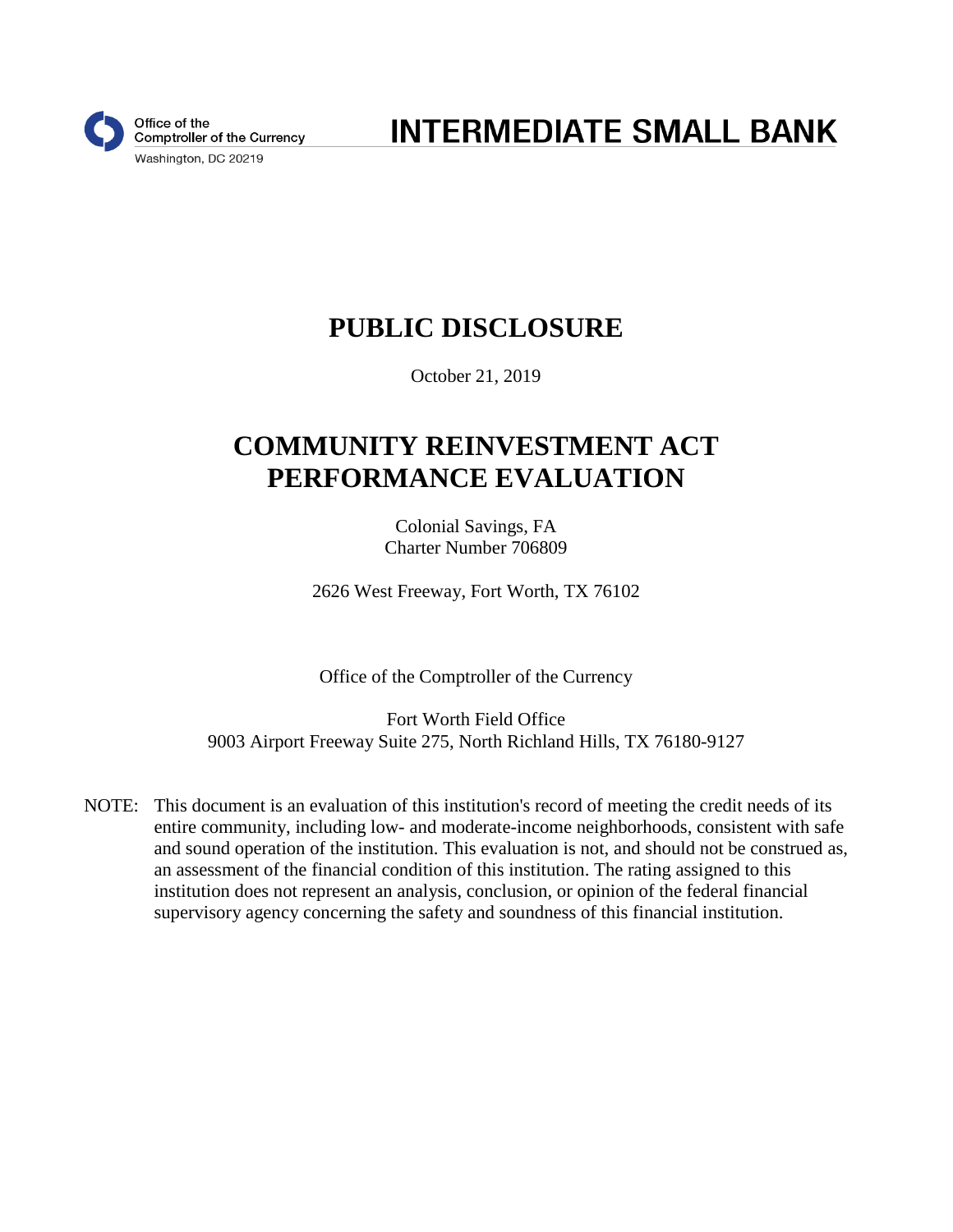Office of the Comptroller of the Currency
Washington, DC 20219

# INTERMEDIATE SMALL BANK

# PUBLIC DISCLOSURE

October 21, 2019

# COMMUNITY REINVESTMENT ACT PERFORMANCE EVALUATION

Colonial Savings, FA
Charter Number 706809

2626 West Freeway, Fort Worth, TX 76102

Office of the Comptroller of the Currency

Fort Worth Field Office
9003 Airport Freeway Suite 275, North Richland Hills, TX 76180-9127

NOTE: This document is an evaluation of this institution's record of meeting the credit needs of its entire community, including low- and moderate-income neighborhoods, consistent with safe and sound operation of the institution. This evaluation is not, and should not be construed as, an assessment of the financial condition of this institution. The rating assigned to this institution does not represent an analysis, conclusion, or opinion of the federal financial supervisory agency concerning the safety and soundness of this financial institution.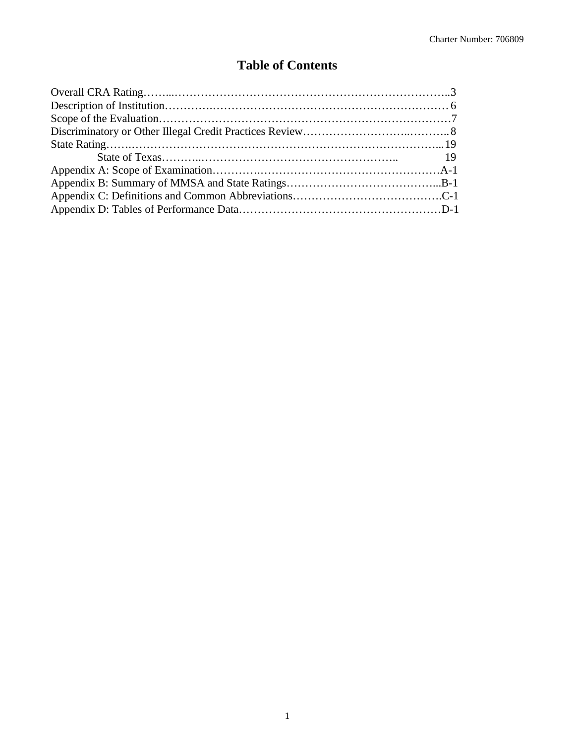# Table of Contents

Overall CRA Rating……..…………………………………………………………………..3
Description of Institution…………..………………………………………………………… 6
Scope of the Evaluation……………………………………………………………………7
Discriminatory or Other Illegal Credit Practices Review……………………...……….. 8
State Rating…….……………………………………………………………………….... 19
State of Texas………..…………………………………………….. 19
Appendix A: Scope of Examination…………..…………………………………………A-1
Appendix B: Summary of MMSA and State Ratings…………………………………...B-1
Appendix C: Definitions and Common Abbreviations………………………………….C-1
Appendix D: Tables of Performance Data………………………………………………D-1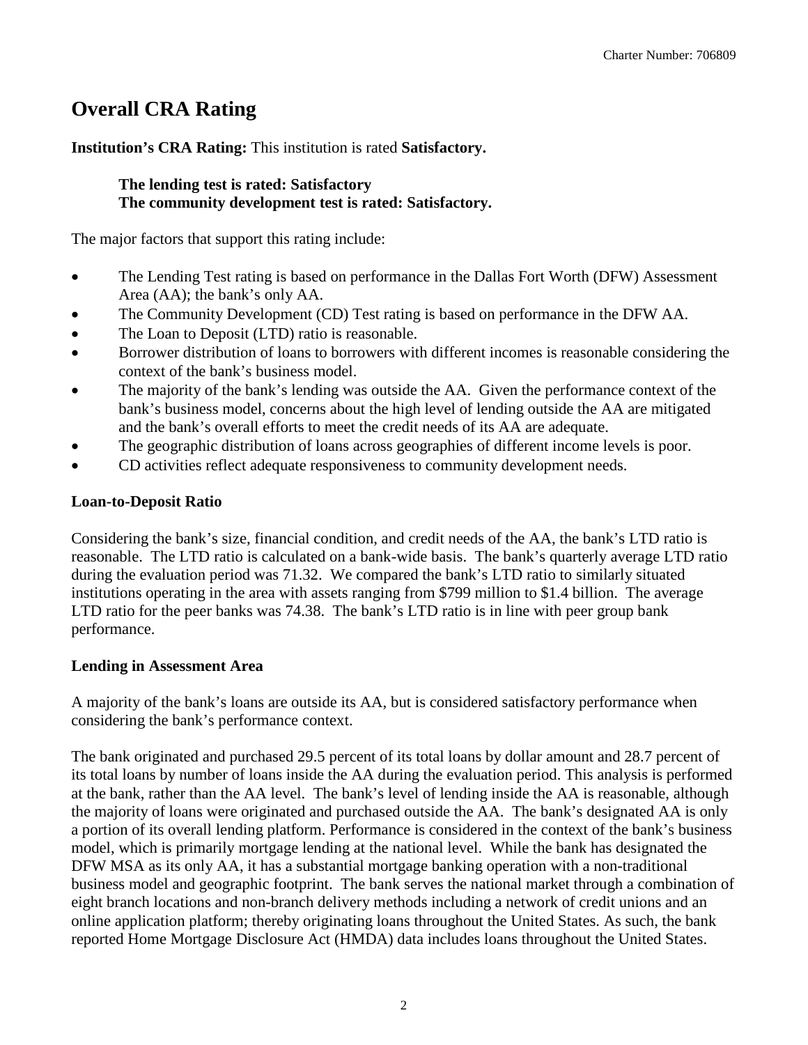# Overall CRA Rating

**Institution's CRA Rating:** This institution is rated **Satisfactory.**

> **The lending test is rated: Satisfactory**
> **The community development test is rated: Satisfactory.**

The major factors that support this rating include:

- The Lending Test rating is based on performance in the Dallas Fort Worth (DFW) Assessment Area (AA); the bank's only AA.
- The Community Development (CD) Test rating is based on performance in the DFW AA.
- The Loan to Deposit (LTD) ratio is reasonable.
- Borrower distribution of loans to borrowers with different incomes is reasonable considering the context of the bank's business model.
- The majority of the bank's lending was outside the AA. Given the performance context of the bank's business model, concerns about the high level of lending outside the AA are mitigated and the bank's overall efforts to meet the credit needs of its AA are adequate.
- The geographic distribution of loans across geographies of different income levels is poor.
- CD activities reflect adequate responsiveness to community development needs.

**Loan-to-Deposit Ratio**

Considering the bank's size, financial condition, and credit needs of the AA, the bank's LTD ratio is reasonable. The LTD ratio is calculated on a bank-wide basis. The bank's quarterly average LTD ratio during the evaluation period was 71.32. We compared the bank's LTD ratio to similarly situated institutions operating in the area with assets ranging from $799 million to $1.4 billion. The average LTD ratio for the peer banks was 74.38. The bank's LTD ratio is in line with peer group bank performance.

**Lending in Assessment Area**

A majority of the bank's loans are outside its AA, but is considered satisfactory performance when considering the bank's performance context.

The bank originated and purchased 29.5 percent of its total loans by dollar amount and 28.7 percent of its total loans by number of loans inside the AA during the evaluation period. This analysis is performed at the bank, rather than the AA level. The bank's level of lending inside the AA is reasonable, although the majority of loans were originated and purchased outside the AA. The bank's designated AA is only a portion of its overall lending platform. Performance is considered in the context of the bank's business model, which is primarily mortgage lending at the national level. While the bank has designated the DFW MSA as its only AA, it has a substantial mortgage banking operation with a non-traditional business model and geographic footprint. The bank serves the national market through a combination of eight branch locations and non-branch delivery methods including a network of credit unions and an online application platform; thereby originating loans throughout the United States. As such, the bank reported Home Mortgage Disclosure Act (HMDA) data includes loans throughout the United States.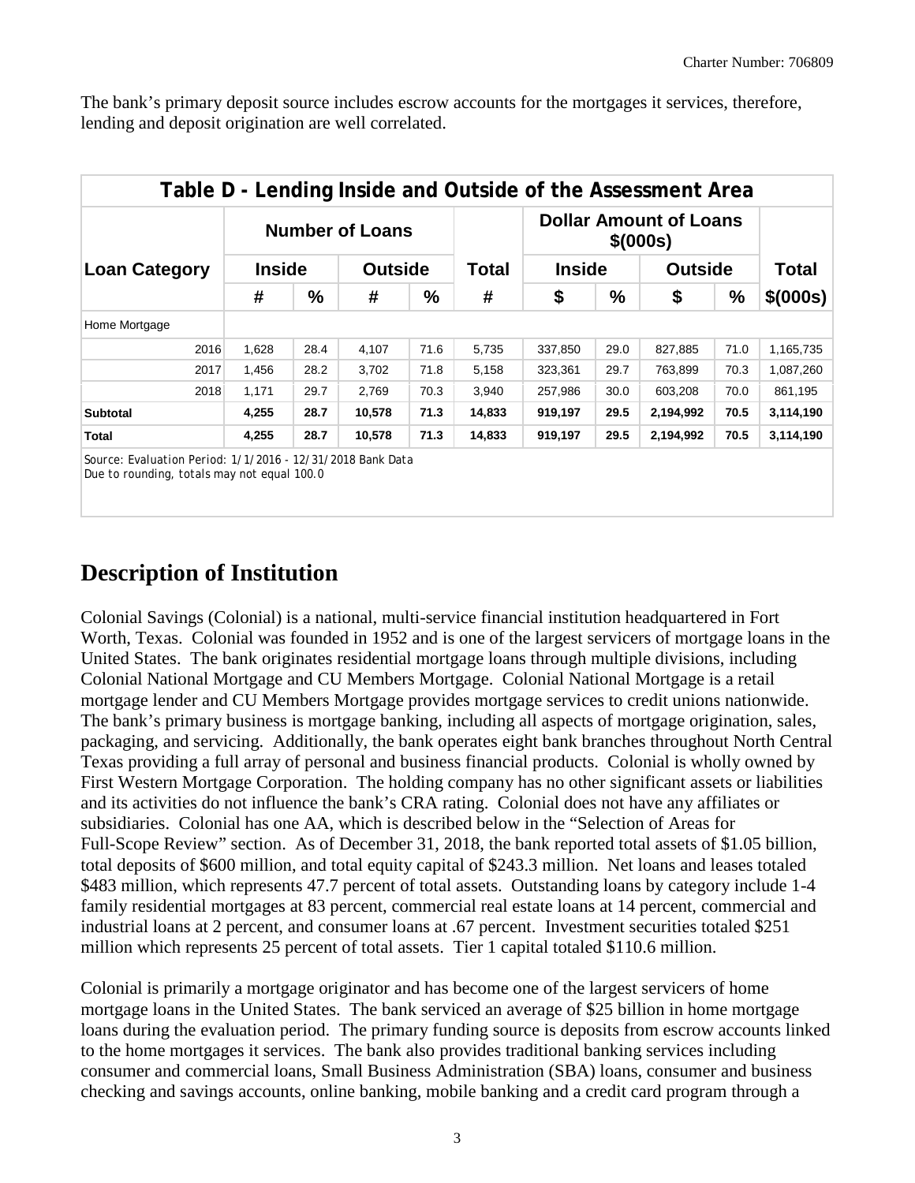The bank's primary deposit source includes escrow accounts for the mortgages it services, therefore, lending and deposit origination are well correlated.

| Table D - Lending Inside and Outside of the Assessment Area | | | | | | | | | | |
|---|---|---|---|---|---|---|---|---|---|---|
| Loan Category | Number of Loans | | | | Total | Dollar Amount of Loans $(000s) | | | | Total |
| | Inside | | Outside | | | Inside | | Outside | | |
| | # | % | # | % | # | $ | % | $ | % | $(000s) |
| Home Mortgage | | | | | | | | | | |
| 2016 | 1,628 | 28.4 | 4,107 | 71.6 | 5,735 | 337,850 | 29.0 | 827,885 | 71.0 | 1,165,735 |
| 2017 | 1,456 | 28.2 | 3,702 | 71.8 | 5,158 | 323,361 | 29.7 | 763,899 | 70.3 | 1,087,260 |
| 2018 | 1,171 | 29.7 | 2,769 | 70.3 | 3,940 | 257,986 | 30.0 | 603,208 | 70.0 | 861,195 |
| **Subtotal** | **4,255** | **28.7** | **10,578** | **71.3** | **14,833** | **919,197** | **29.5** | **2,194,992** | **70.5** | **3,114,190** |
| **Total** | **4,255** | **28.7** | **10,578** | **71.3** | **14,833** | **919,197** | **29.5** | **2,194,992** | **70.5** | **3,114,190** |

Source: Evaluation Period: 1/1/2016 - 12/31/2018 Bank Data
Due to rounding, totals may not equal 100.0

## Description of Institution

Colonial Savings (Colonial) is a national, multi-service financial institution headquartered in Fort Worth, Texas. Colonial was founded in 1952 and is one of the largest servicers of mortgage loans in the United States. The bank originates residential mortgage loans through multiple divisions, including Colonial National Mortgage and CU Members Mortgage. Colonial National Mortgage is a retail mortgage lender and CU Members Mortgage provides mortgage services to credit unions nationwide. The bank's primary business is mortgage banking, including all aspects of mortgage origination, sales, packaging, and servicing. Additionally, the bank operates eight bank branches throughout North Central Texas providing a full array of personal and business financial products. Colonial is wholly owned by First Western Mortgage Corporation. The holding company has no other significant assets or liabilities and its activities do not influence the bank's CRA rating. Colonial does not have any affiliates or subsidiaries. Colonial has one AA, which is described below in the "Selection of Areas for Full-Scope Review" section. As of December 31, 2018, the bank reported total assets of $1.05 billion, total deposits of $600 million, and total equity capital of $243.3 million. Net loans and leases totaled $483 million, which represents 47.7 percent of total assets. Outstanding loans by category include 1-4 family residential mortgages at 83 percent, commercial real estate loans at 14 percent, commercial and industrial loans at 2 percent, and consumer loans at .67 percent. Investment securities totaled $251 million which represents 25 percent of total assets. Tier 1 capital totaled $110.6 million.

Colonial is primarily a mortgage originator and has become one of the largest servicers of home mortgage loans in the United States. The bank serviced an average of $25 billion in home mortgage loans during the evaluation period. The primary funding source is deposits from escrow accounts linked to the home mortgages it services. The bank also provides traditional banking services including consumer and commercial loans, Small Business Administration (SBA) loans, consumer and business checking and savings accounts, online banking, mobile banking and a credit card program through a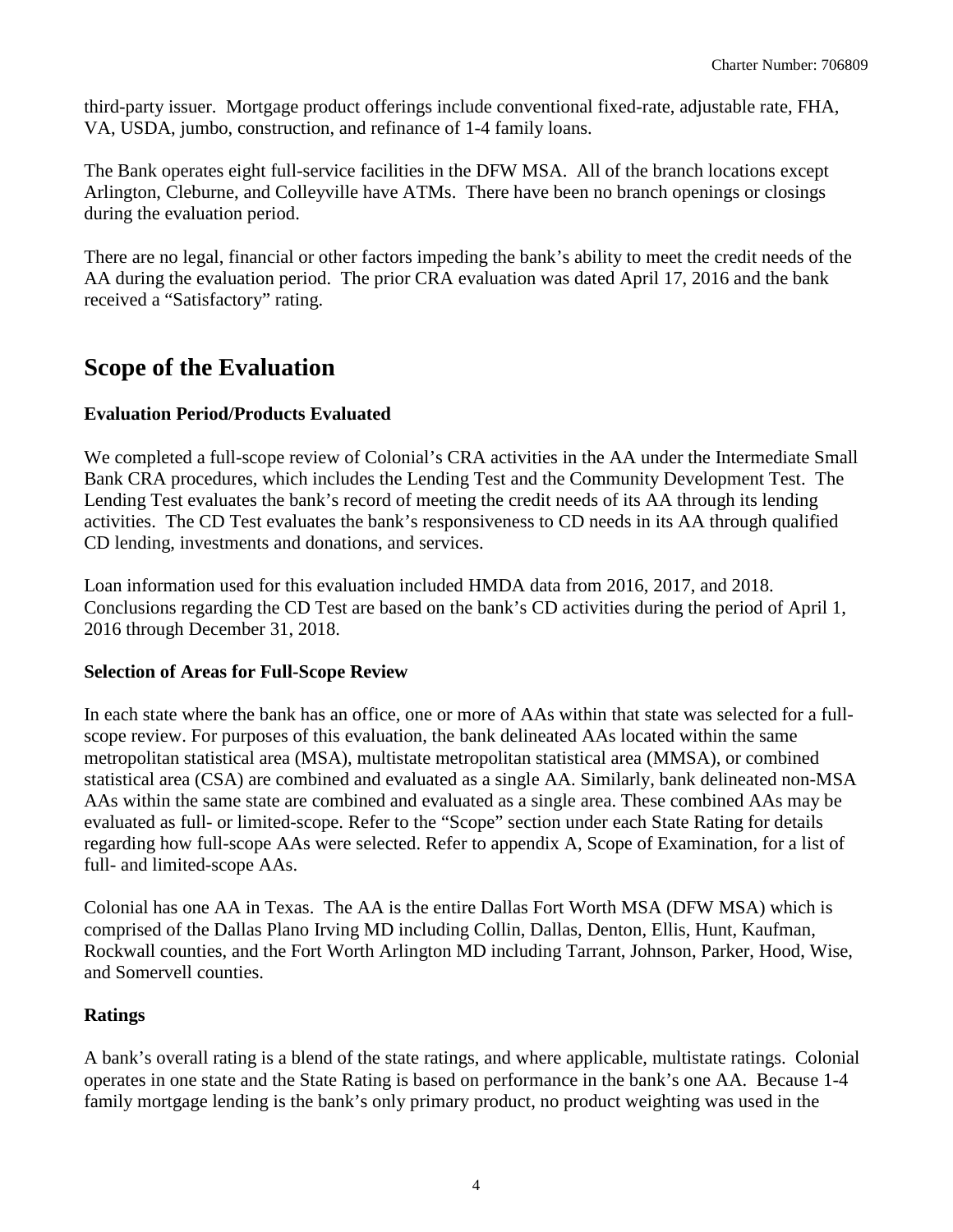third-party issuer. Mortgage product offerings include conventional fixed-rate, adjustable rate, FHA, VA, USDA, jumbo, construction, and refinance of 1-4 family loans.

The Bank operates eight full-service facilities in the DFW MSA. All of the branch locations except Arlington, Cleburne, and Colleyville have ATMs. There have been no branch openings or closings during the evaluation period.

There are no legal, financial or other factors impeding the bank's ability to meet the credit needs of the AA during the evaluation period. The prior CRA evaluation was dated April 17, 2016 and the bank received a "Satisfactory" rating.

# Scope of the Evaluation

### Evaluation Period/Products Evaluated

We completed a full-scope review of Colonial's CRA activities in the AA under the Intermediate Small Bank CRA procedures, which includes the Lending Test and the Community Development Test. The Lending Test evaluates the bank's record of meeting the credit needs of its AA through its lending activities. The CD Test evaluates the bank's responsiveness to CD needs in its AA through qualified CD lending, investments and donations, and services.

Loan information used for this evaluation included HMDA data from 2016, 2017, and 2018. Conclusions regarding the CD Test are based on the bank's CD activities during the period of April 1, 2016 through December 31, 2018.

### Selection of Areas for Full-Scope Review

In each state where the bank has an office, one or more of AAs within that state was selected for a full-scope review. For purposes of this evaluation, the bank delineated AAs located within the same metropolitan statistical area (MSA), multistate metropolitan statistical area (MMSA), or combined statistical area (CSA) are combined and evaluated as a single AA. Similarly, bank delineated non-MSA AAs within the same state are combined and evaluated as a single area. These combined AAs may be evaluated as full- or limited-scope. Refer to the "Scope" section under each State Rating for details regarding how full-scope AAs were selected. Refer to appendix A, Scope of Examination, for a list of full- and limited-scope AAs.

Colonial has one AA in Texas. The AA is the entire Dallas Fort Worth MSA (DFW MSA) which is comprised of the Dallas Plano Irving MD including Collin, Dallas, Denton, Ellis, Hunt, Kaufman, Rockwall counties, and the Fort Worth Arlington MD including Tarrant, Johnson, Parker, Hood, Wise, and Somervell counties.

### Ratings

A bank's overall rating is a blend of the state ratings, and where applicable, multistate ratings. Colonial operates in one state and the State Rating is based on performance in the bank's one AA. Because 1-4 family mortgage lending is the bank's only primary product, no product weighting was used in the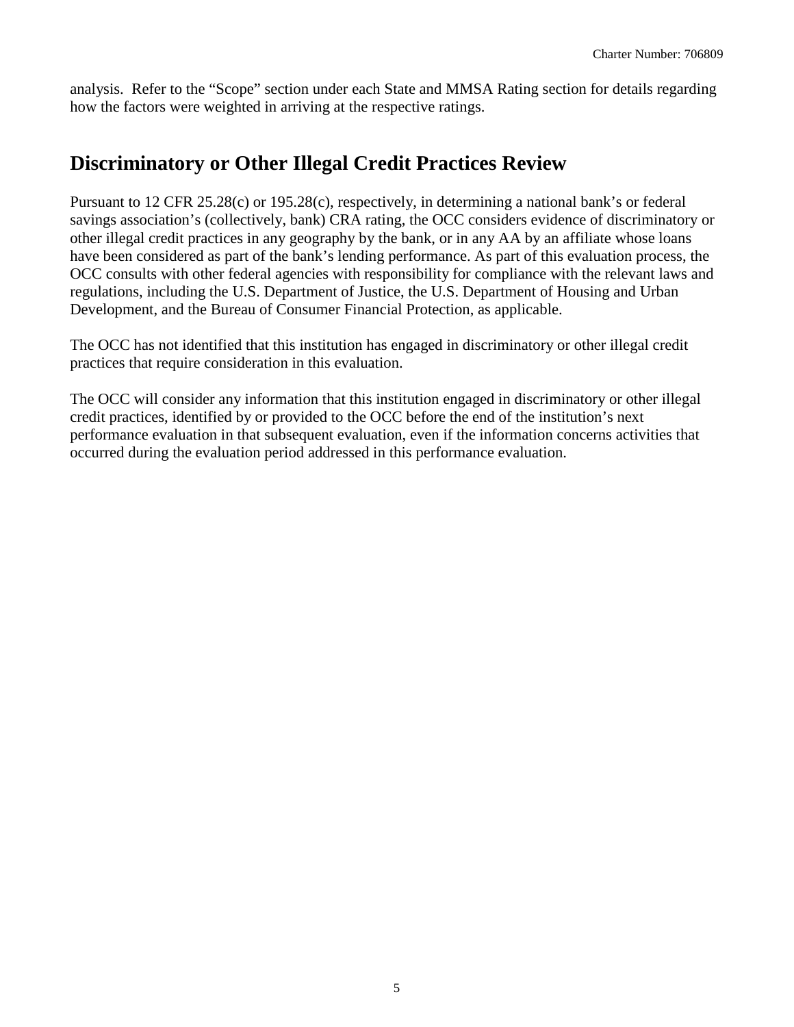analysis. Refer to the "Scope" section under each State and MMSA Rating section for details regarding how the factors were weighted in arriving at the respective ratings.

## Discriminatory or Other Illegal Credit Practices Review

Pursuant to 12 CFR 25.28(c) or 195.28(c), respectively, in determining a national bank's or federal savings association's (collectively, bank) CRA rating, the OCC considers evidence of discriminatory or other illegal credit practices in any geography by the bank, or in any AA by an affiliate whose loans have been considered as part of the bank's lending performance. As part of this evaluation process, the OCC consults with other federal agencies with responsibility for compliance with the relevant laws and regulations, including the U.S. Department of Justice, the U.S. Department of Housing and Urban Development, and the Bureau of Consumer Financial Protection, as applicable.

The OCC has not identified that this institution has engaged in discriminatory or other illegal credit practices that require consideration in this evaluation.

The OCC will consider any information that this institution engaged in discriminatory or other illegal credit practices, identified by or provided to the OCC before the end of the institution's next performance evaluation in that subsequent evaluation, even if the information concerns activities that occurred during the evaluation period addressed in this performance evaluation.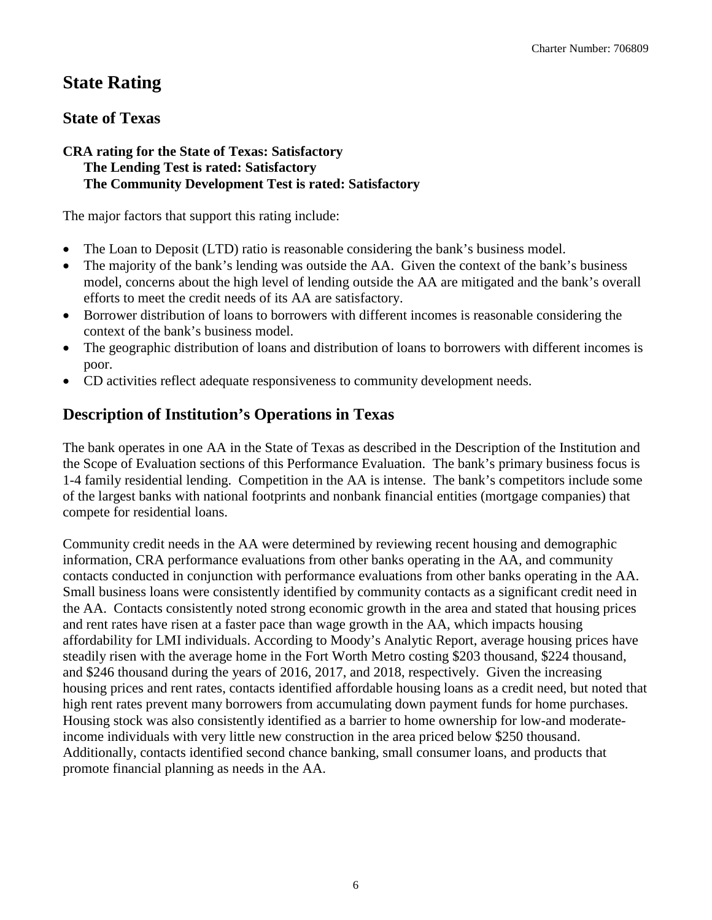# State Rating

## State of Texas

**CRA rating for the State of Texas: Satisfactory**
**The Lending Test is rated: Satisfactory**
**The Community Development Test is rated: Satisfactory**

The major factors that support this rating include:

- The Loan to Deposit (LTD) ratio is reasonable considering the bank's business model.
- The majority of the bank's lending was outside the AA. Given the context of the bank's business model, concerns about the high level of lending outside the AA are mitigated and the bank's overall efforts to meet the credit needs of its AA are satisfactory.
- Borrower distribution of loans to borrowers with different incomes is reasonable considering the context of the bank's business model.
- The geographic distribution of loans and distribution of loans to borrowers with different incomes is poor.
- CD activities reflect adequate responsiveness to community development needs.

## Description of Institution's Operations in Texas

The bank operates in one AA in the State of Texas as described in the Description of the Institution and the Scope of Evaluation sections of this Performance Evaluation. The bank's primary business focus is 1-4 family residential lending. Competition in the AA is intense. The bank's competitors include some of the largest banks with national footprints and nonbank financial entities (mortgage companies) that compete for residential loans.

Community credit needs in the AA were determined by reviewing recent housing and demographic information, CRA performance evaluations from other banks operating in the AA, and community contacts conducted in conjunction with performance evaluations from other banks operating in the AA. Small business loans were consistently identified by community contacts as a significant credit need in the AA. Contacts consistently noted strong economic growth in the area and stated that housing prices and rent rates have risen at a faster pace than wage growth in the AA, which impacts housing affordability for LMI individuals. According to Moody's Analytic Report, average housing prices have steadily risen with the average home in the Fort Worth Metro costing $203 thousand, $224 thousand, and $246 thousand during the years of 2016, 2017, and 2018, respectively. Given the increasing housing prices and rent rates, contacts identified affordable housing loans as a credit need, but noted that high rent rates prevent many borrowers from accumulating down payment funds for home purchases. Housing stock was also consistently identified as a barrier to home ownership for low-and moderate-income individuals with very little new construction in the area priced below $250 thousand. Additionally, contacts identified second chance banking, small consumer loans, and products that promote financial planning as needs in the AA.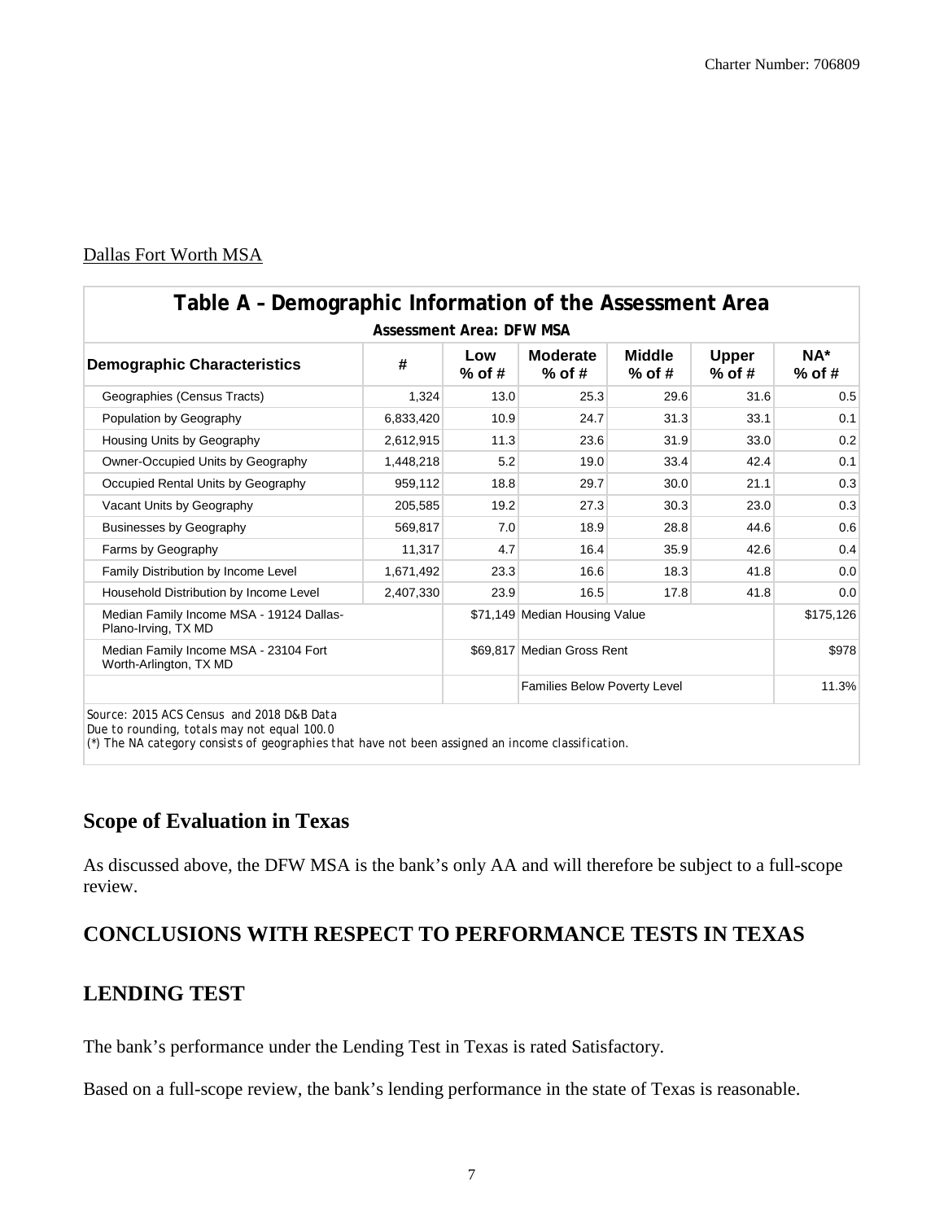Dallas Fort Worth MSA

| Table A – Demographic Information of the Assessment Area | | | | | | |
|---|---|---|---|---|---|---|
| Assessment Area: DFW MSA | | | | | | |
| **Demographic Characteristics** | **#** | **Low % of #** | **Moderate % of #** | **Middle % of #** | **Upper % of #** | **NA* % of #** |
| Geographies (Census Tracts) | 1,324 | 13.0 | 25.3 | 29.6 | 31.6 | 0.5 |
| Population by Geography | 6,833,420 | 10.9 | 24.7 | 31.3 | 33.1 | 0.1 |
| Housing Units by Geography | 2,612,915 | 11.3 | 23.6 | 31.9 | 33.0 | 0.2 |
| Owner-Occupied Units by Geography | 1,448,218 | 5.2 | 19.0 | 33.4 | 42.4 | 0.1 |
| Occupied Rental Units by Geography | 959,112 | 18.8 | 29.7 | 30.0 | 21.1 | 0.3 |
| Vacant Units by Geography | 205,585 | 19.2 | 27.3 | 30.3 | 23.0 | 0.3 |
| Businesses by Geography | 569,817 | 7.0 | 18.9 | 28.8 | 44.6 | 0.6 |
| Farms by Geography | 11,317 | 4.7 | 16.4 | 35.9 | 42.6 | 0.4 |
| Family Distribution by Income Level | 1,671,492 | 23.3 | 16.6 | 18.3 | 41.8 | 0.0 |
| Household Distribution by Income Level | 2,407,330 | 23.9 | 16.5 | 17.8 | 41.8 | 0.0 |
| Median Family Income MSA - 19124 Dallas-Plano-Irving, TX MD | | $71,149 | Median Housing Value | | | $175,126 |
| Median Family Income MSA - 23104 Fort Worth-Arlington, TX MD | | $69,817 | Median Gross Rent | | | $978 |
| | | | Families Below Poverty Level | | | 11.3% |

*Source: 2015 ACS Census and 2018 D&B Data*
*Due to rounding, totals may not equal 100.0*
*(*) The NA category consists of geographies that have not been assigned an income classification.*

## Scope of Evaluation in Texas

As discussed above, the DFW MSA is the bank's only AA and will therefore be subject to a full-scope review.

## CONCLUSIONS WITH RESPECT TO PERFORMANCE TESTS IN TEXAS

## LENDING TEST

The bank's performance under the Lending Test in Texas is rated Satisfactory.

Based on a full-scope review, the bank's lending performance in the state of Texas is reasonable.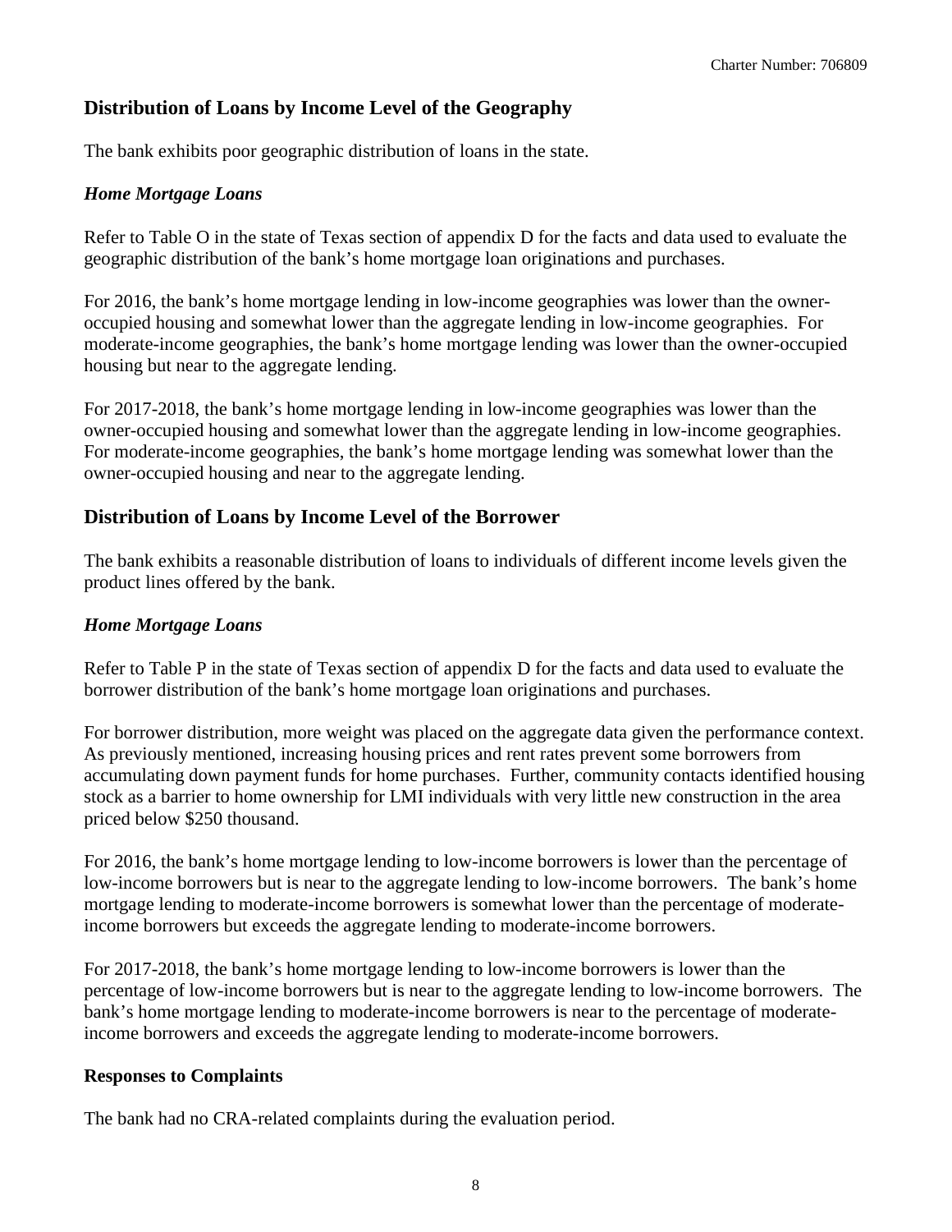## Distribution of Loans by Income Level of the Geography

The bank exhibits poor geographic distribution of loans in the state.

### *Home Mortgage Loans*

Refer to Table O in the state of Texas section of appendix D for the facts and data used to evaluate the geographic distribution of the bank's home mortgage loan originations and purchases.

For 2016, the bank's home mortgage lending in low-income geographies was lower than the owner-occupied housing and somewhat lower than the aggregate lending in low-income geographies. For moderate-income geographies, the bank's home mortgage lending was lower than the owner-occupied housing but near to the aggregate lending.

For 2017-2018, the bank's home mortgage lending in low-income geographies was lower than the owner-occupied housing and somewhat lower than the aggregate lending in low-income geographies. For moderate-income geographies, the bank's home mortgage lending was somewhat lower than the owner-occupied housing and near to the aggregate lending.

## Distribution of Loans by Income Level of the Borrower

The bank exhibits a reasonable distribution of loans to individuals of different income levels given the product lines offered by the bank.

### *Home Mortgage Loans*

Refer to Table P in the state of Texas section of appendix D for the facts and data used to evaluate the borrower distribution of the bank's home mortgage loan originations and purchases.

For borrower distribution, more weight was placed on the aggregate data given the performance context. As previously mentioned, increasing housing prices and rent rates prevent some borrowers from accumulating down payment funds for home purchases. Further, community contacts identified housing stock as a barrier to home ownership for LMI individuals with very little new construction in the area priced below $250 thousand.

For 2016, the bank's home mortgage lending to low-income borrowers is lower than the percentage of low-income borrowers but is near to the aggregate lending to low-income borrowers. The bank's home mortgage lending to moderate-income borrowers is somewhat lower than the percentage of moderate-income borrowers but exceeds the aggregate lending to moderate-income borrowers.

For 2017-2018, the bank's home mortgage lending to low-income borrowers is lower than the percentage of low-income borrowers but is near to the aggregate lending to low-income borrowers. The bank's home mortgage lending to moderate-income borrowers is near to the percentage of moderate-income borrowers and exceeds the aggregate lending to moderate-income borrowers.

**Responses to Complaints**

The bank had no CRA-related complaints during the evaluation period.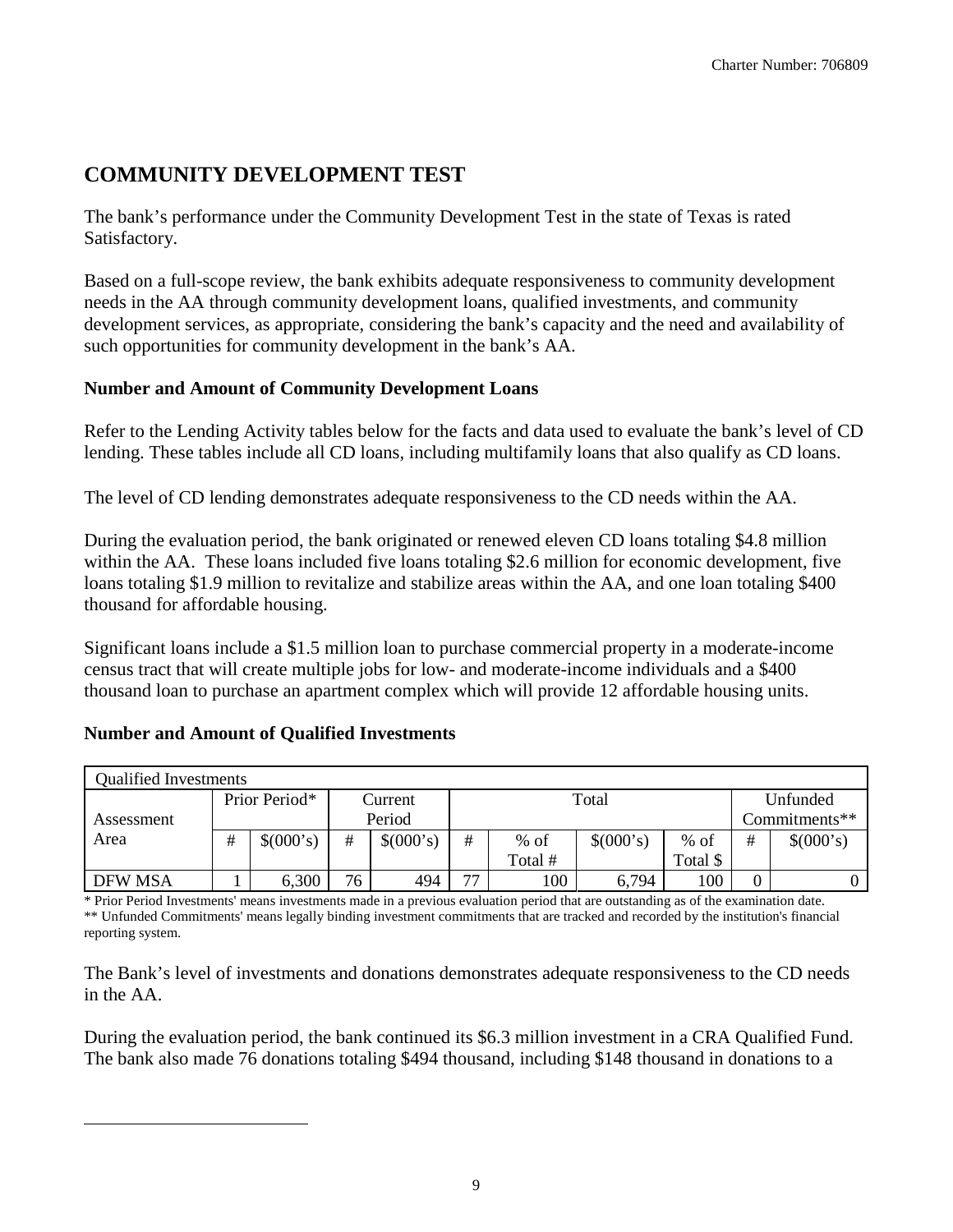## COMMUNITY DEVELOPMENT TEST

The bank's performance under the Community Development Test in the state of Texas is rated Satisfactory.

Based on a full-scope review, the bank exhibits adequate responsiveness to community development needs in the AA through community development loans, qualified investments, and community development services, as appropriate, considering the bank's capacity and the need and availability of such opportunities for community development in the bank's AA.

### Number and Amount of Community Development Loans

Refer to the Lending Activity tables below for the facts and data used to evaluate the bank's level of CD lending. These tables include all CD loans, including multifamily loans that also qualify as CD loans.

The level of CD lending demonstrates adequate responsiveness to the CD needs within the AA.

During the evaluation period, the bank originated or renewed eleven CD loans totaling $4.8 million within the AA. These loans included five loans totaling $2.6 million for economic development, five loans totaling $1.9 million to revitalize and stabilize areas within the AA, and one loan totaling $400 thousand for affordable housing.

Significant loans include a $1.5 million loan to purchase commercial property in a moderate-income census tract that will create multiple jobs for low- and moderate-income individuals and a $400 thousand loan to purchase an apartment complex which will provide 12 affordable housing units.

### Number and Amount of Qualified Investments

| Qualified Investments | | | | | | | | | | |
|---|---|---|---|---|---|---|---|---|---|---|
| Assessment Area | Prior Period* | | Current Period | | Total | | | | Unfunded Commitments** | |
| | # | $(000's) | # | $(000's) | # | % of Total # | $(000's) | % of Total $ | # | $(000's) |
| DFW MSA | 1 | 6,300 | 76 | 494 | 77 | 100 | 6,794 | 100 | 0 | 0 |

\* Prior Period Investments' means investments made in a previous evaluation period that are outstanding as of the examination date.
** Unfunded Commitments' means legally binding investment commitments that are tracked and recorded by the institution's financial reporting system.

The Bank's level of investments and donations demonstrates adequate responsiveness to the CD needs in the AA.

During the evaluation period, the bank continued its $6.3 million investment in a CRA Qualified Fund. The bank also made 76 donations totaling $494 thousand, including $148 thousand in donations to a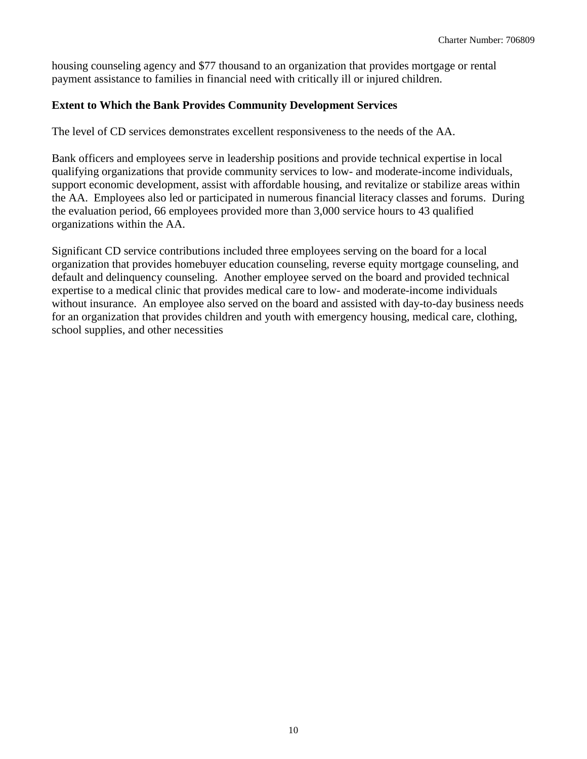housing counseling agency and $77 thousand to an organization that provides mortgage or rental payment assistance to families in financial need with critically ill or injured children.

**Extent to Which the Bank Provides Community Development Services**

The level of CD services demonstrates excellent responsiveness to the needs of the AA.

Bank officers and employees serve in leadership positions and provide technical expertise in local qualifying organizations that provide community services to low- and moderate-income individuals, support economic development, assist with affordable housing, and revitalize or stabilize areas within the AA. Employees also led or participated in numerous financial literacy classes and forums. During the evaluation period, 66 employees provided more than 3,000 service hours to 43 qualified organizations within the AA.

Significant CD service contributions included three employees serving on the board for a local organization that provides homebuyer education counseling, reverse equity mortgage counseling, and default and delinquency counseling. Another employee served on the board and provided technical expertise to a medical clinic that provides medical care to low- and moderate-income individuals without insurance. An employee also served on the board and assisted with day-to-day business needs for an organization that provides children and youth with emergency housing, medical care, clothing, school supplies, and other necessities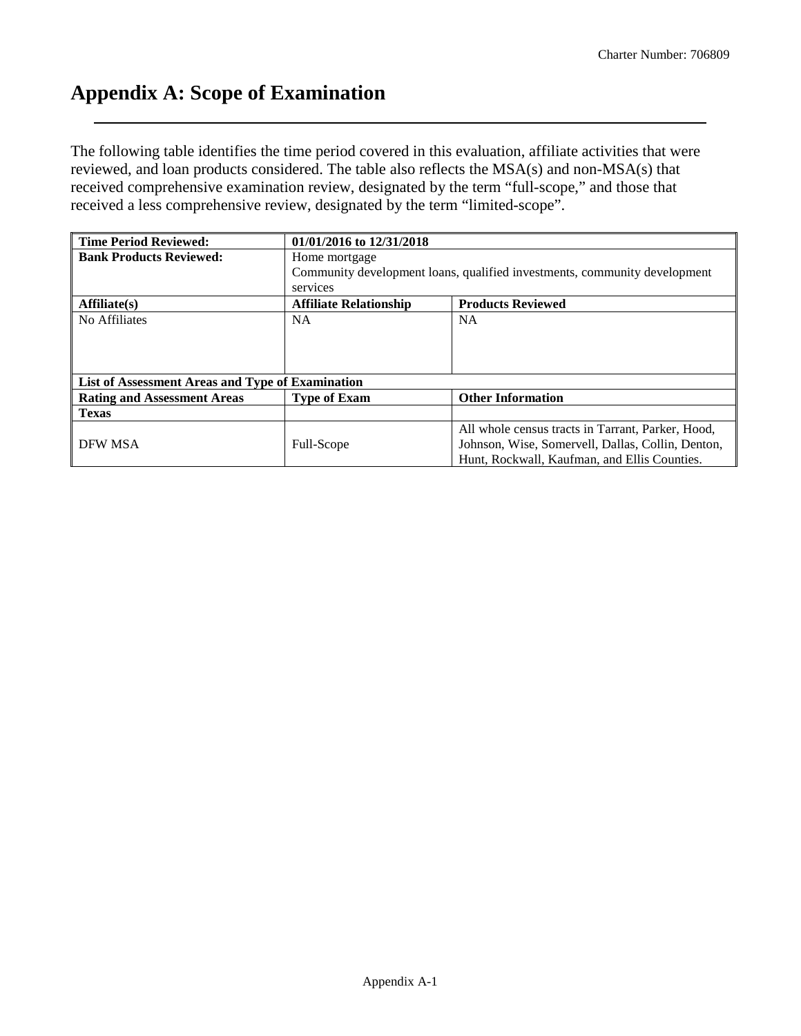# Appendix A: Scope of Examination

The following table identifies the time period covered in this evaluation, affiliate activities that were reviewed, and loan products considered. The table also reflects the MSA(s) and non-MSA(s) that received comprehensive examination review, designated by the term "full-scope," and those that received a less comprehensive review, designated by the term "limited-scope".

| **Time Period Reviewed:** | **01/01/2016 to 12/31/2018** | |
|---|---|---|
| **Bank Products Reviewed:** | Home mortgage<br>Community development loans, qualified investments, community development services | |
| **Affiliate(s)** | **Affiliate Relationship** | **Products Reviewed** |
| No Affiliates | NA | NA |
| **List of Assessment Areas and Type of Examination** | | |
| **Rating and Assessment Areas** | **Type of Exam** | **Other Information** |
| **Texas** | | |
| DFW MSA | Full-Scope | All whole census tracts in Tarrant, Parker, Hood, Johnson, Wise, Somervell, Dallas, Collin, Denton, Hunt, Rockwall, Kaufman, and Ellis Counties. |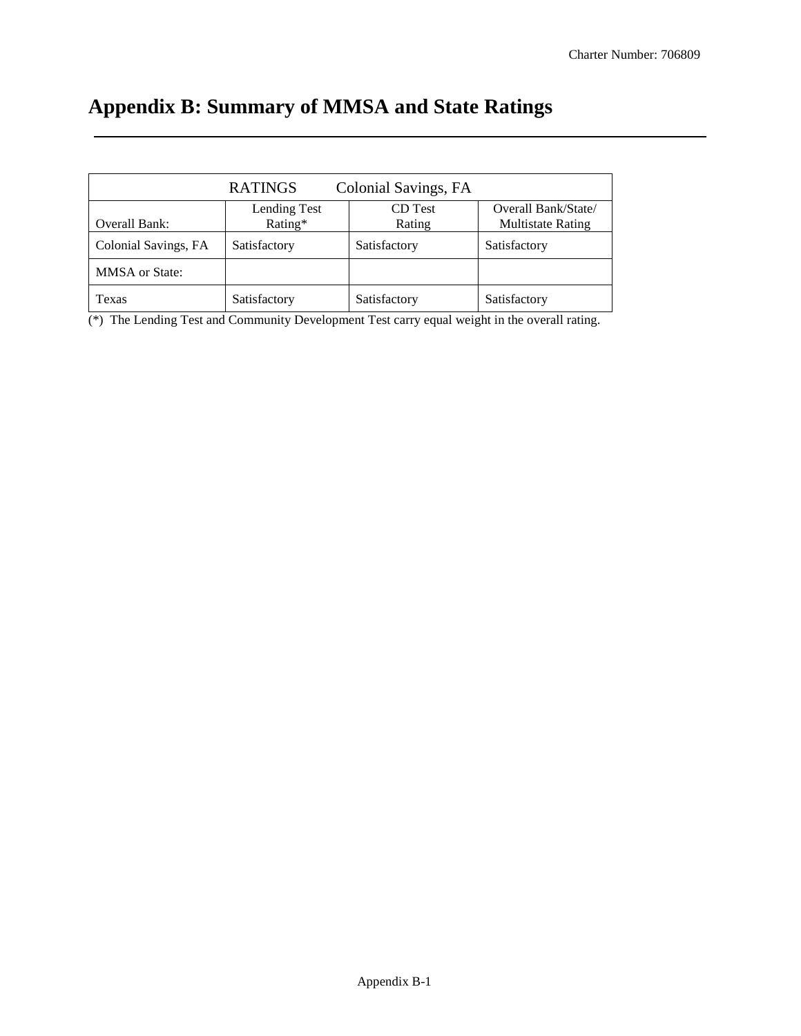# Appendix B: Summary of MMSA and State Ratings

| RATINGS Colonial Savings, FA | | | |
|---|---|---|---|
| Overall Bank: | Lending Test Rating* | CD Test Rating | Overall Bank/State/ Multistate Rating |
| Colonial Savings, FA | Satisfactory | Satisfactory | Satisfactory |
| MMSA or State: | | | |
| Texas | Satisfactory | Satisfactory | Satisfactory |

(*) The Lending Test and Community Development Test carry equal weight in the overall rating.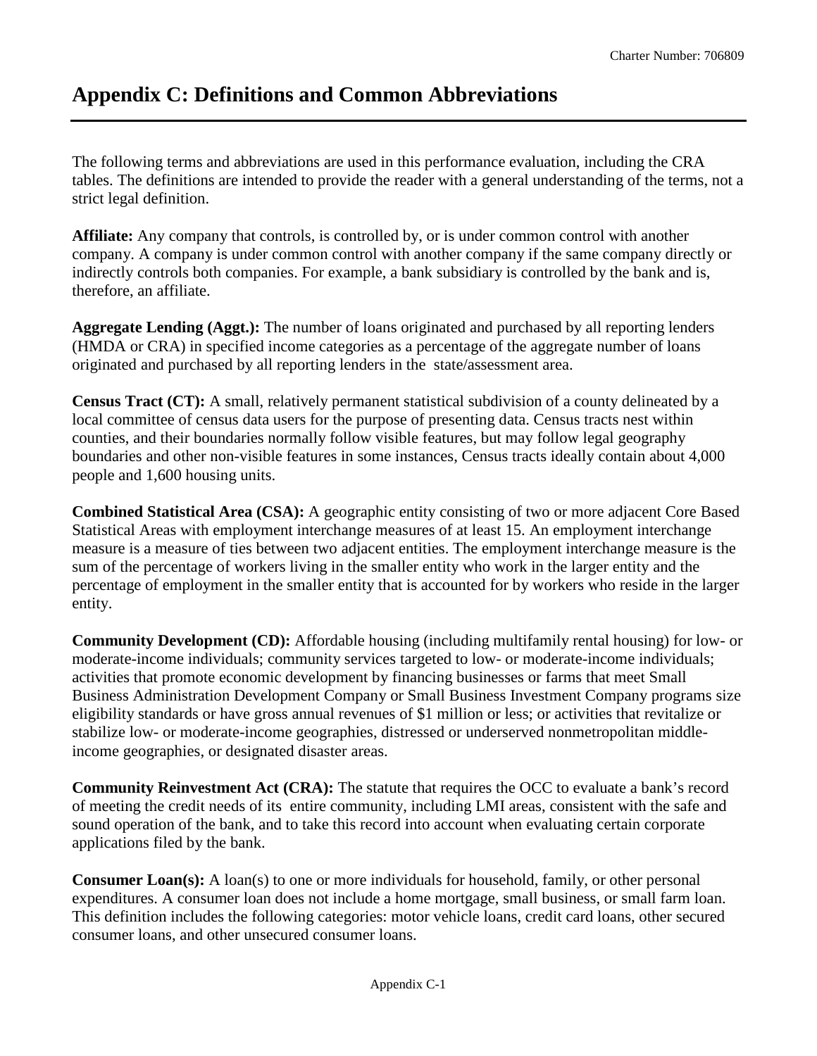# Appendix C: Definitions and Common Abbreviations

The following terms and abbreviations are used in this performance evaluation, including the CRA tables. The definitions are intended to provide the reader with a general understanding of the terms, not a strict legal definition.

**Affiliate:** Any company that controls, is controlled by, or is under common control with another company. A company is under common control with another company if the same company directly or indirectly controls both companies. For example, a bank subsidiary is controlled by the bank and is, therefore, an affiliate.

**Aggregate Lending (Aggt.):** The number of loans originated and purchased by all reporting lenders (HMDA or CRA) in specified income categories as a percentage of the aggregate number of loans originated and purchased by all reporting lenders in the state/assessment area.

**Census Tract (CT):** A small, relatively permanent statistical subdivision of a county delineated by a local committee of census data users for the purpose of presenting data. Census tracts nest within counties, and their boundaries normally follow visible features, but may follow legal geography boundaries and other non-visible features in some instances, Census tracts ideally contain about 4,000 people and 1,600 housing units.

**Combined Statistical Area (CSA):** A geographic entity consisting of two or more adjacent Core Based Statistical Areas with employment interchange measures of at least 15. An employment interchange measure is a measure of ties between two adjacent entities. The employment interchange measure is the sum of the percentage of workers living in the smaller entity who work in the larger entity and the percentage of employment in the smaller entity that is accounted for by workers who reside in the larger entity.

**Community Development (CD):** Affordable housing (including multifamily rental housing) for low- or moderate-income individuals; community services targeted to low- or moderate-income individuals; activities that promote economic development by financing businesses or farms that meet Small Business Administration Development Company or Small Business Investment Company programs size eligibility standards or have gross annual revenues of $1 million or less; or activities that revitalize or stabilize low- or moderate-income geographies, distressed or underserved nonmetropolitan middle-income geographies, or designated disaster areas.

**Community Reinvestment Act (CRA):** The statute that requires the OCC to evaluate a bank's record of meeting the credit needs of its entire community, including LMI areas, consistent with the safe and sound operation of the bank, and to take this record into account when evaluating certain corporate applications filed by the bank.

**Consumer Loan(s):** A loan(s) to one or more individuals for household, family, or other personal expenditures. A consumer loan does not include a home mortgage, small business, or small farm loan. This definition includes the following categories: motor vehicle loans, credit card loans, other secured consumer loans, and other unsecured consumer loans.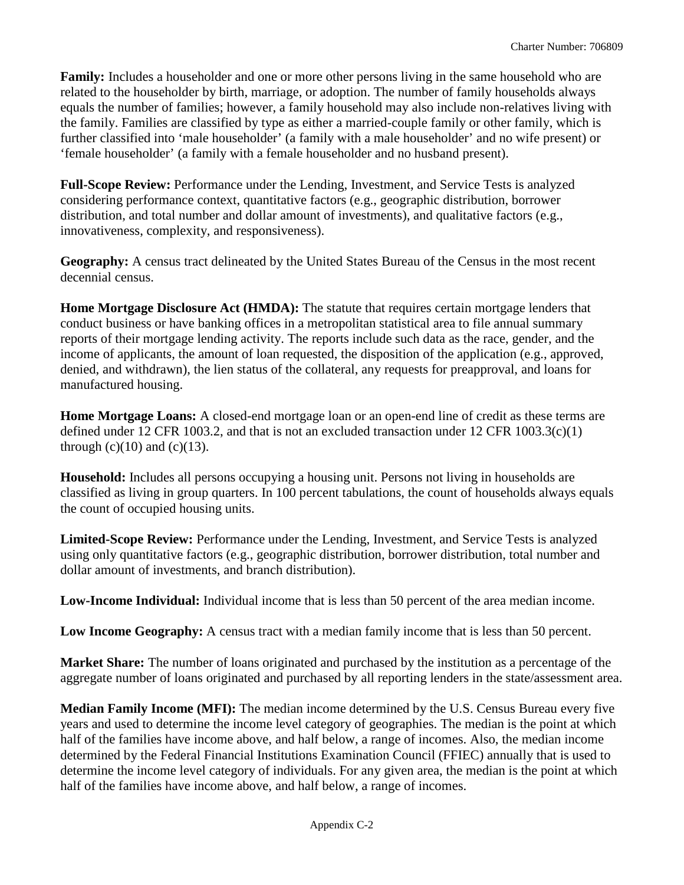**Family:** Includes a householder and one or more other persons living in the same household who are related to the householder by birth, marriage, or adoption. The number of family households always equals the number of families; however, a family household may also include non-relatives living with the family. Families are classified by type as either a married-couple family or other family, which is further classified into 'male householder' (a family with a male householder' and no wife present) or 'female householder' (a family with a female householder and no husband present).

**Full-Scope Review:** Performance under the Lending, Investment, and Service Tests is analyzed considering performance context, quantitative factors (e.g., geographic distribution, borrower distribution, and total number and dollar amount of investments), and qualitative factors (e.g., innovativeness, complexity, and responsiveness).

**Geography:** A census tract delineated by the United States Bureau of the Census in the most recent decennial census.

**Home Mortgage Disclosure Act (HMDA):** The statute that requires certain mortgage lenders that conduct business or have banking offices in a metropolitan statistical area to file annual summary reports of their mortgage lending activity. The reports include such data as the race, gender, and the income of applicants, the amount of loan requested, the disposition of the application (e.g., approved, denied, and withdrawn), the lien status of the collateral, any requests for preapproval, and loans for manufactured housing.

**Home Mortgage Loans:** A closed-end mortgage loan or an open-end line of credit as these terms are defined under 12 CFR 1003.2, and that is not an excluded transaction under 12 CFR 1003.3(c)(1) through (c)(10) and (c)(13).

**Household:** Includes all persons occupying a housing unit. Persons not living in households are classified as living in group quarters. In 100 percent tabulations, the count of households always equals the count of occupied housing units.

**Limited-Scope Review:** Performance under the Lending, Investment, and Service Tests is analyzed using only quantitative factors (e.g., geographic distribution, borrower distribution, total number and dollar amount of investments, and branch distribution).

**Low-Income Individual:** Individual income that is less than 50 percent of the area median income.

**Low Income Geography:** A census tract with a median family income that is less than 50 percent.

**Market Share:** The number of loans originated and purchased by the institution as a percentage of the aggregate number of loans originated and purchased by all reporting lenders in the state/assessment area.

**Median Family Income (MFI):** The median income determined by the U.S. Census Bureau every five years and used to determine the income level category of geographies. The median is the point at which half of the families have income above, and half below, a range of incomes. Also, the median income determined by the Federal Financial Institutions Examination Council (FFIEC) annually that is used to determine the income level category of individuals. For any given area, the median is the point at which half of the families have income above, and half below, a range of incomes.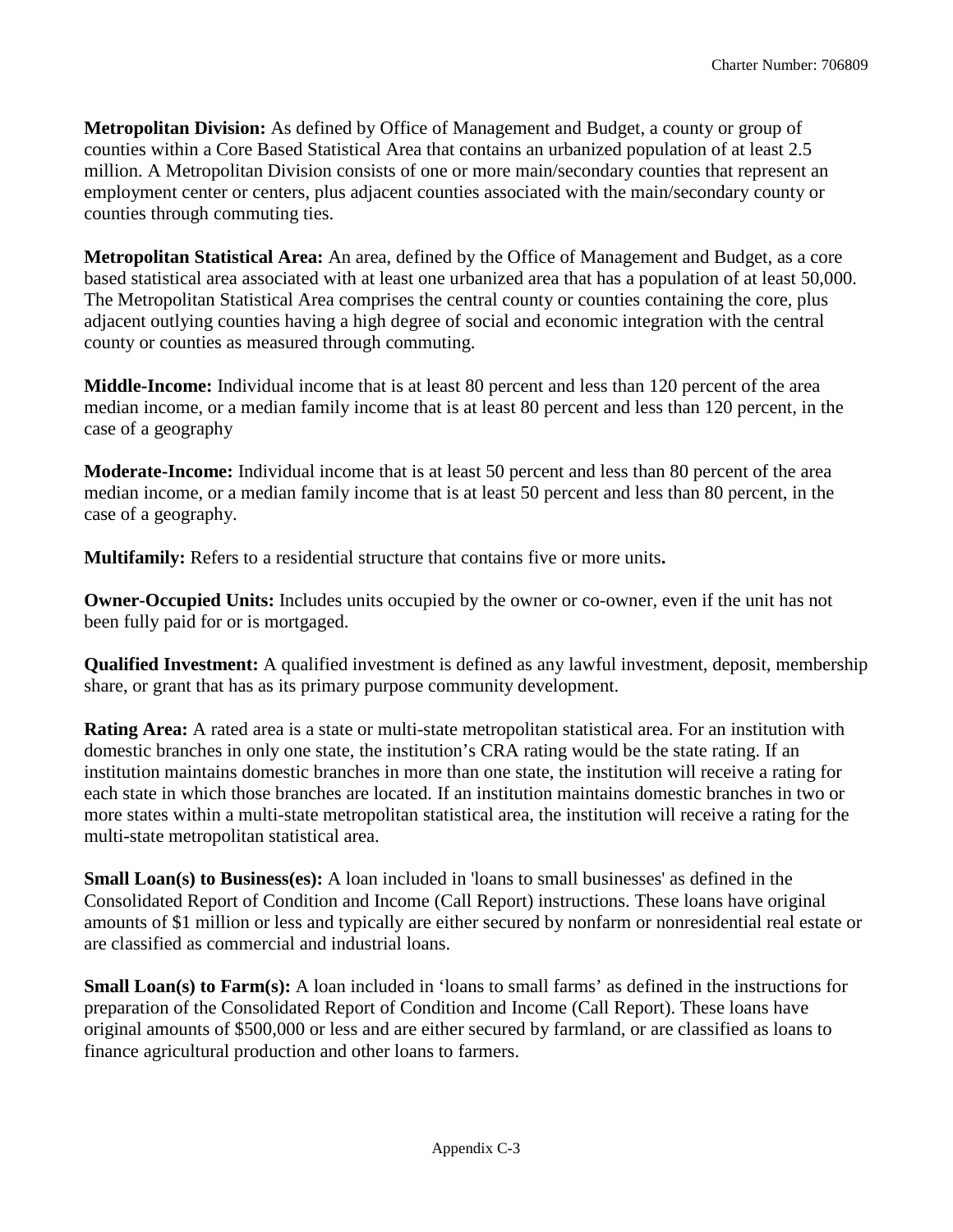**Metropolitan Division:** As defined by Office of Management and Budget, a county or group of counties within a Core Based Statistical Area that contains an urbanized population of at least 2.5 million. A Metropolitan Division consists of one or more main/secondary counties that represent an employment center or centers, plus adjacent counties associated with the main/secondary county or counties through commuting ties.

**Metropolitan Statistical Area:** An area, defined by the Office of Management and Budget, as a core based statistical area associated with at least one urbanized area that has a population of at least 50,000. The Metropolitan Statistical Area comprises the central county or counties containing the core, plus adjacent outlying counties having a high degree of social and economic integration with the central county or counties as measured through commuting.

**Middle-Income:** Individual income that is at least 80 percent and less than 120 percent of the area median income, or a median family income that is at least 80 percent and less than 120 percent, in the case of a geography

**Moderate-Income:** Individual income that is at least 50 percent and less than 80 percent of the area median income, or a median family income that is at least 50 percent and less than 80 percent, in the case of a geography.

**Multifamily:** Refers to a residential structure that contains five or more units**.**

**Owner-Occupied Units:** Includes units occupied by the owner or co-owner, even if the unit has not been fully paid for or is mortgaged.

**Qualified Investment:** A qualified investment is defined as any lawful investment, deposit, membership share, or grant that has as its primary purpose community development.

**Rating Area:** A rated area is a state or multi-state metropolitan statistical area. For an institution with domestic branches in only one state, the institution's CRA rating would be the state rating. If an institution maintains domestic branches in more than one state, the institution will receive a rating for each state in which those branches are located. If an institution maintains domestic branches in two or more states within a multi-state metropolitan statistical area, the institution will receive a rating for the multi-state metropolitan statistical area.

**Small Loan(s) to Business(es):** A loan included in 'loans to small businesses' as defined in the Consolidated Report of Condition and Income (Call Report) instructions. These loans have original amounts of $1 million or less and typically are either secured by nonfarm or nonresidential real estate or are classified as commercial and industrial loans.

**Small Loan(s) to Farm(s):** A loan included in 'loans to small farms' as defined in the instructions for preparation of the Consolidated Report of Condition and Income (Call Report). These loans have original amounts of $500,000 or less and are either secured by farmland, or are classified as loans to finance agricultural production and other loans to farmers.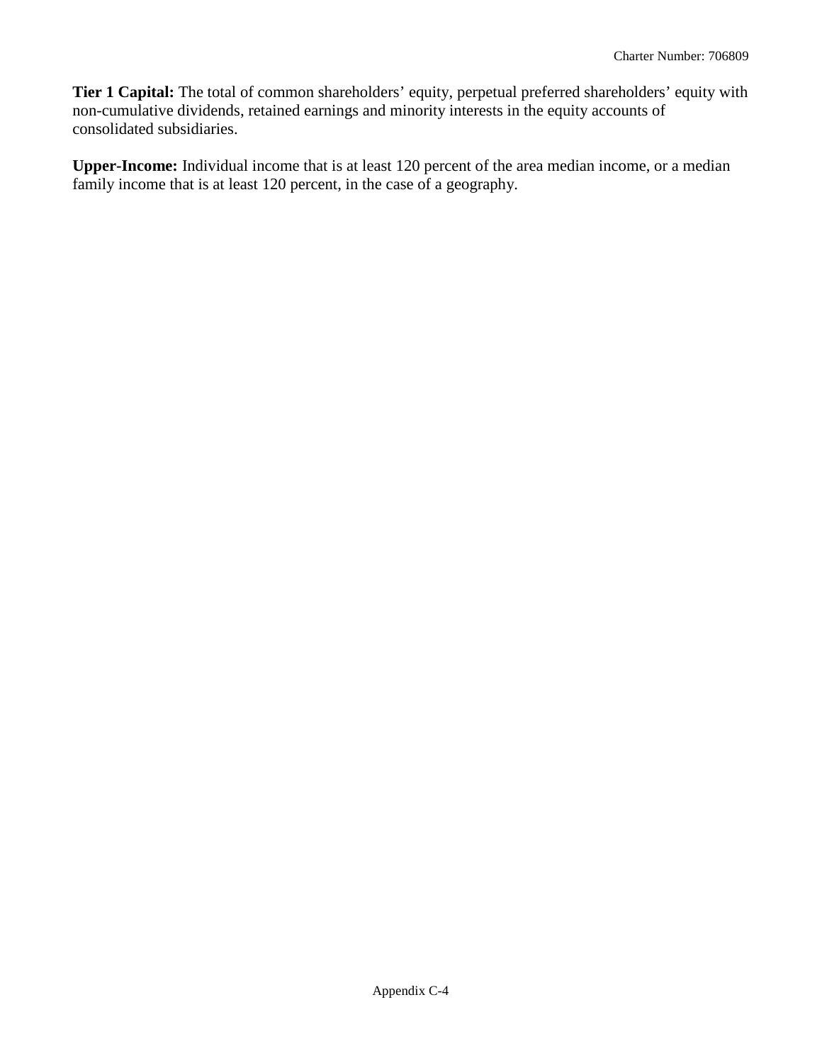**Tier 1 Capital:** The total of common shareholders' equity, perpetual preferred shareholders' equity with non-cumulative dividends, retained earnings and minority interests in the equity accounts of consolidated subsidiaries.

**Upper-Income:** Individual income that is at least 120 percent of the area median income, or a median family income that is at least 120 percent, in the case of a geography.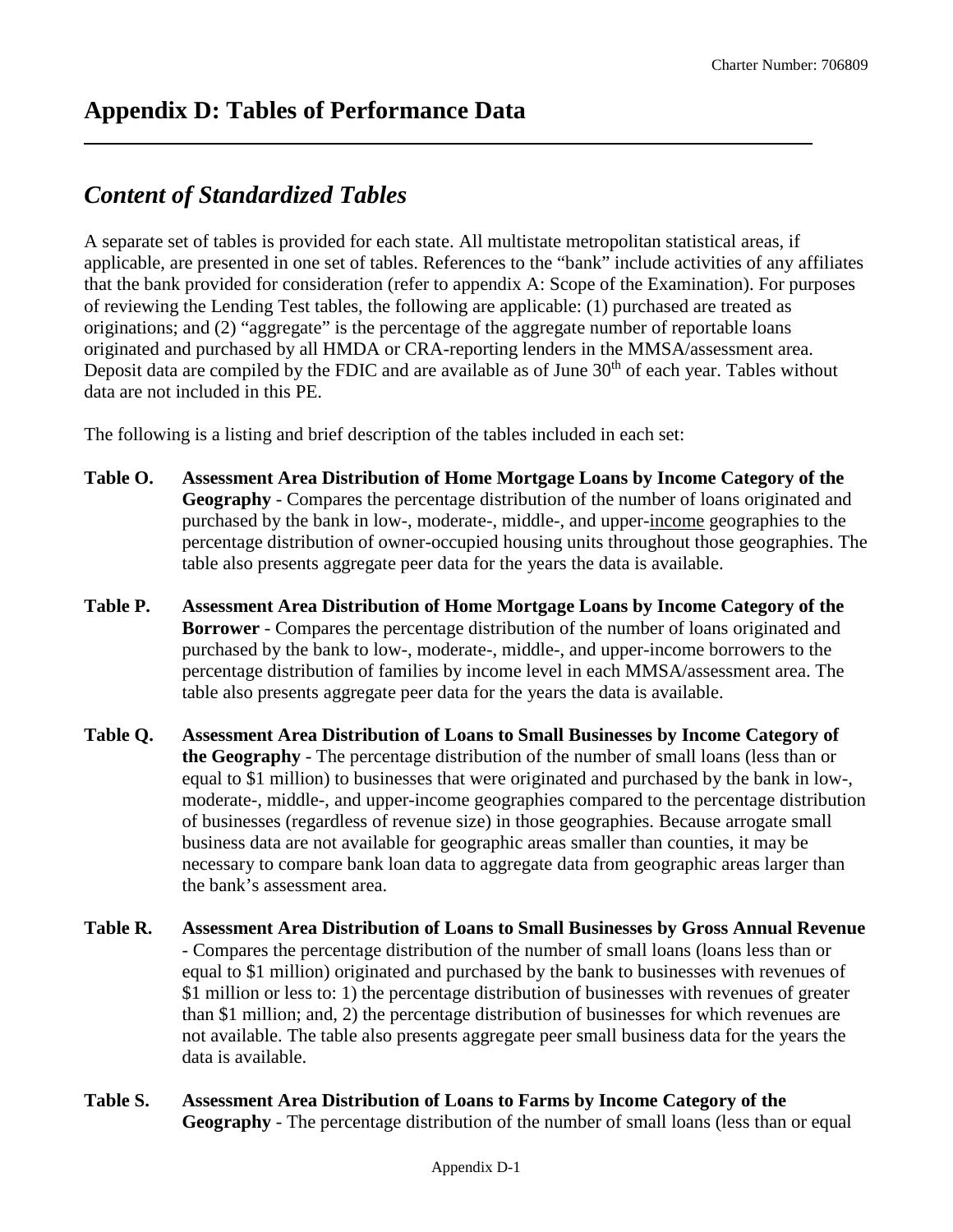# Appendix D: Tables of Performance Data

## *Content of Standardized Tables*

A separate set of tables is provided for each state. All multistate metropolitan statistical areas, if applicable, are presented in one set of tables. References to the "bank" include activities of any affiliates that the bank provided for consideration (refer to appendix A: Scope of the Examination). For purposes of reviewing the Lending Test tables, the following are applicable: (1) purchased are treated as originations; and (2) "aggregate" is the percentage of the aggregate number of reportable loans originated and purchased by all HMDA or CRA-reporting lenders in the MMSA/assessment area. Deposit data are compiled by the FDIC and are available as of June 30th of each year. Tables without data are not included in this PE.

The following is a listing and brief description of the tables included in each set:

**Table O. Assessment Area Distribution of Home Mortgage Loans by Income Category of the Geography** - Compares the percentage distribution of the number of loans originated and purchased by the bank in low-, moderate-, middle-, and upper-income geographies to the percentage distribution of owner-occupied housing units throughout those geographies. The table also presents aggregate peer data for the years the data is available.

**Table P. Assessment Area Distribution of Home Mortgage Loans by Income Category of the Borrower** - Compares the percentage distribution of the number of loans originated and purchased by the bank to low-, moderate-, middle-, and upper-income borrowers to the percentage distribution of families by income level in each MMSA/assessment area. The table also presents aggregate peer data for the years the data is available.

**Table Q. Assessment Area Distribution of Loans to Small Businesses by Income Category of the Geography** - The percentage distribution of the number of small loans (less than or equal to $1 million) to businesses that were originated and purchased by the bank in low-, moderate-, middle-, and upper-income geographies compared to the percentage distribution of businesses (regardless of revenue size) in those geographies. Because arrogate small business data are not available for geographic areas smaller than counties, it may be necessary to compare bank loan data to aggregate data from geographic areas larger than the bank's assessment area.

**Table R. Assessment Area Distribution of Loans to Small Businesses by Gross Annual Revenue** - Compares the percentage distribution of the number of small loans (loans less than or equal to $1 million) originated and purchased by the bank to businesses with revenues of $1 million or less to: 1) the percentage distribution of businesses with revenues of greater than $1 million; and, 2) the percentage distribution of businesses for which revenues are not available. The table also presents aggregate peer small business data for the years the data is available.

**Table S. Assessment Area Distribution of Loans to Farms by Income Category of the Geography** - The percentage distribution of the number of small loans (less than or equal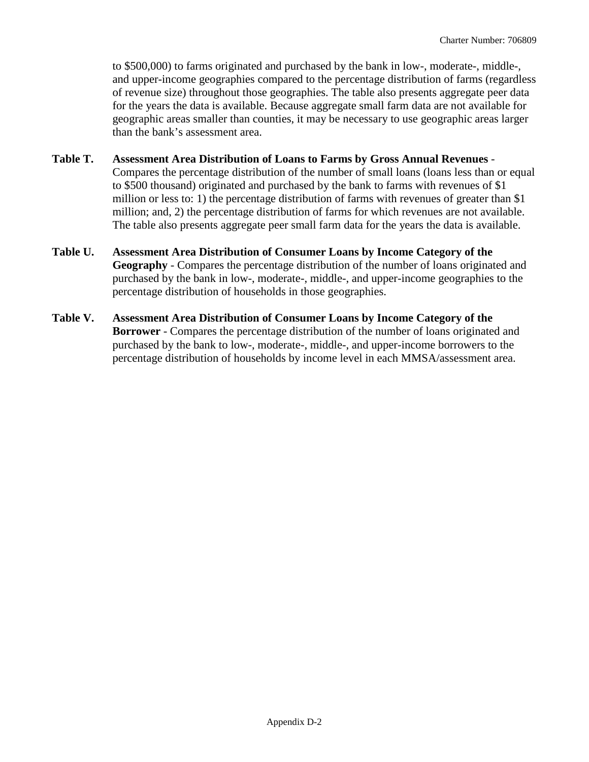to $500,000) to farms originated and purchased by the bank in low-, moderate-, middle-, and upper-income geographies compared to the percentage distribution of farms (regardless of revenue size) throughout those geographies. The table also presents aggregate peer data for the years the data is available. Because aggregate small farm data are not available for geographic areas smaller than counties, it may be necessary to use geographic areas larger than the bank's assessment area.

**Table T.** **Assessment Area Distribution of Loans to Farms by Gross Annual Revenues** - Compares the percentage distribution of the number of small loans (loans less than or equal to $500 thousand) originated and purchased by the bank to farms with revenues of $1 million or less to: 1) the percentage distribution of farms with revenues of greater than $1 million; and, 2) the percentage distribution of farms for which revenues are not available. The table also presents aggregate peer small farm data for the years the data is available.

**Table U.** **Assessment Area Distribution of Consumer Loans by Income Category of the Geography** - Compares the percentage distribution of the number of loans originated and purchased by the bank in low-, moderate-, middle-, and upper-income geographies to the percentage distribution of households in those geographies.

**Table V.** **Assessment Area Distribution of Consumer Loans by Income Category of the Borrower** - Compares the percentage distribution of the number of loans originated and purchased by the bank to low-, moderate-, middle-, and upper-income borrowers to the percentage distribution of households by income level in each MMSA/assessment area.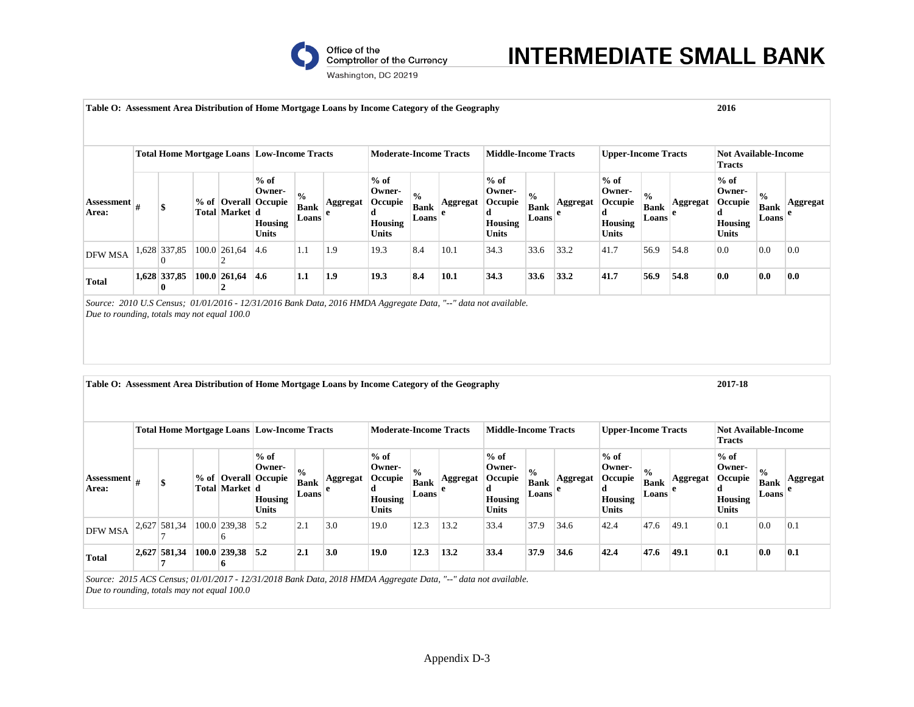**Table O: Assessment Area Distribution of Home Mortgage Loans by Income Category of the Geography** **2016**

| Assessment Area: | Total Home Mortgage Loans | | | | Low-Income Tracts | | | Moderate-Income Tracts | | | Middle-Income Tracts | | | Upper-Income Tracts | | | Not Available-Income Tracts | | |
|---|---|---|---|---|---|---|---|---|---|---|---|---|---|---|---|---|---|---|---|
| | # | $ | % of Total | Overall Market | % of Owner-Occupied Housing Units | % Bank Loans | Aggregate | % of Owner-Occupied Housing Units | % Bank Loans | Aggregate | % of Owner-Occupied Housing Units | % Bank Loans | Aggregate | % of Owner-Occupied Housing Units | % Bank Loans | Aggregate | % of Owner-Occupied Housing Units | % Bank Loans | Aggregate |
| DFW MSA | 1,628 | 337,850 | 100.0 | 261,642 | 4.6 | 1.1 | 1.9 | 19.3 | 8.4 | 10.1 | 34.3 | 33.6 | 33.2 | 41.7 | 56.9 | 54.8 | 0.0 | 0.0 | 0.0 |
| **Total** | **1,628** | **337,850** | **100.0** | **261,642** | **4.6** | **1.1** | **1.9** | **19.3** | **8.4** | **10.1** | **34.3** | **33.6** | **33.2** | **41.7** | **56.9** | **54.8** | **0.0** | **0.0** | **0.0** |

*Source: 2010 U.S Census; 01/01/2016 - 12/31/2016 Bank Data, 2016 HMDA Aggregate Data, "--" data not available.*
*Due to rounding, totals may not equal 100.0*

**Table O: Assessment Area Distribution of Home Mortgage Loans by Income Category of the Geography** **2017-18**

| Assessment Area: | Total Home Mortgage Loans | | | | Low-Income Tracts | | | Moderate-Income Tracts | | | Middle-Income Tracts | | | Upper-Income Tracts | | | Not Available-Income Tracts | | |
|---|---|---|---|---|---|---|---|---|---|---|---|---|---|---|---|---|---|---|---|
| | # | $ | % of Total | Overall Market | % of Owner-Occupied Housing Units | % Bank Loans | Aggregate | % of Owner-Occupied Housing Units | % Bank Loans | Aggregate | % of Owner-Occupied Housing Units | % Bank Loans | Aggregate | % of Owner-Occupied Housing Units | % Bank Loans | Aggregate | % of Owner-Occupied Housing Units | % Bank Loans | Aggregate |
| DFW MSA | 2,627 | 581,347 | 100.0 | 239,386 | 5.2 | 2.1 | 3.0 | 19.0 | 12.3 | 13.2 | 33.4 | 37.9 | 34.6 | 42.4 | 47.6 | 49.1 | 0.1 | 0.0 | 0.1 |
| **Total** | **2,627** | **581,347** | **100.0** | **239,386** | **5.2** | **2.1** | **3.0** | **19.0** | **12.3** | **13.2** | **33.4** | **37.9** | **34.6** | **42.4** | **47.6** | **49.1** | **0.1** | **0.0** | **0.1** |

*Source: 2015 ACS Census; 01/01/2017 - 12/31/2018 Bank Data, 2018 HMDA Aggregate Data, "--" data not available.*
*Due to rounding, totals may not equal 100.0*

Appendix D-3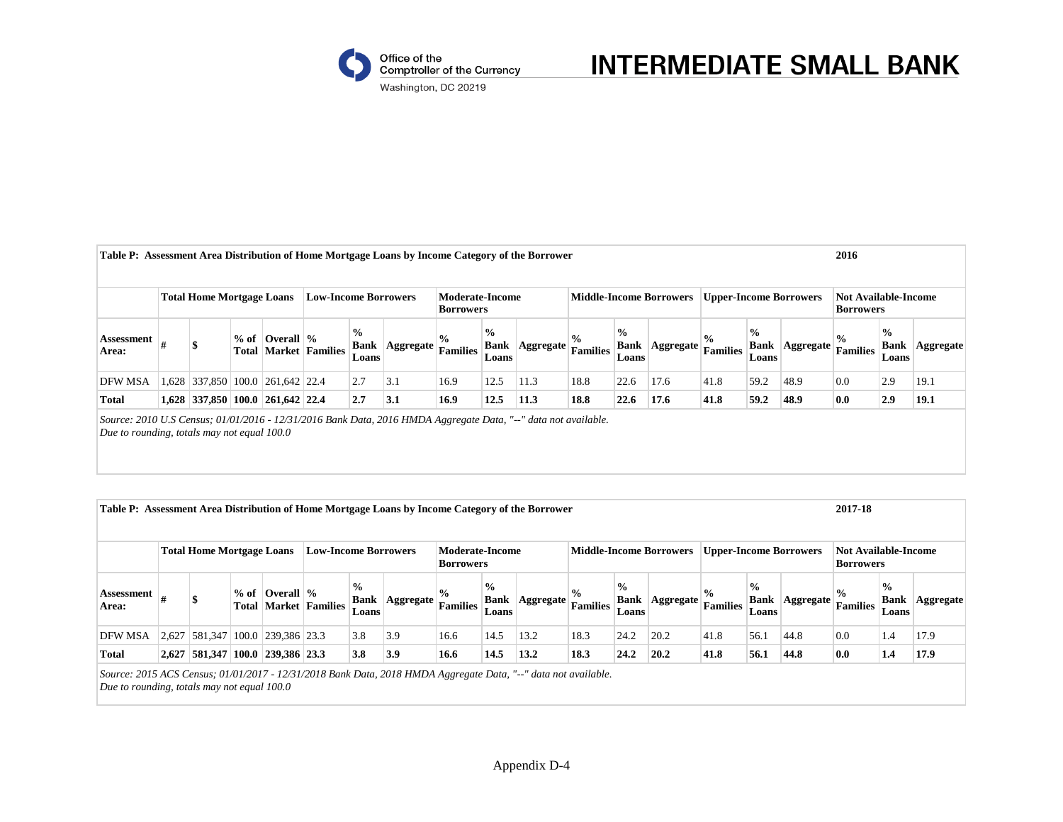| Table P: Assessment Area Distribution of Home Mortgage Loans by Income Category of the Borrower | | | | | | | | | | | | | | | | | | | | 2016 |
|---|---|---|---|---|---|---|---|---|---|---|---|---|---|---|---|---|---|---|---|---|
| | Total Home Mortgage Loans | | | | Low-Income Borrowers | | | Moderate-Income Borrowers | | | Middle-Income Borrowers | | | Upper-Income Borrowers | | | Not Available-Income Borrowers | | | |
| Assessment Area: | # | $ | % of Total | Overall Market | % Families | % Bank Loans | Aggregate | % Families | % Bank Loans | Aggregate | % Families | % Bank Loans | Aggregate | % Families | % Bank Loans | Aggregate | % Families | % Bank Loans | Aggregate | |
| DFW MSA | 1,628 | 337,850 | 100.0 | 261,642 | 22.4 | 2.7 | 3.1 | 16.9 | 12.5 | 11.3 | 18.8 | 22.6 | 17.6 | 41.8 | 59.2 | 48.9 | 0.0 | 2.9 | 19.1 | |
| **Total** | **1,628** | **337,850** | **100.0** | **261,642** | **22.4** | **2.7** | **3.1** | **16.9** | **12.5** | **11.3** | **18.8** | **22.6** | **17.6** | **41.8** | **59.2** | **48.9** | **0.0** | **2.9** | **19.1** | |

*Source: 2010 U.S Census; 01/01/2016 - 12/31/2016 Bank Data, 2016 HMDA Aggregate Data, "--" data not available.*
*Due to rounding, totals may not equal 100.0*

| Table P: Assessment Area Distribution of Home Mortgage Loans by Income Category of the Borrower | | | | | | | | | | | | | | | | | | | | 2017-18 |
|---|---|---|---|---|---|---|---|---|---|---|---|---|---|---|---|---|---|---|---|---|
| | Total Home Mortgage Loans | | | | Low-Income Borrowers | | | Moderate-Income Borrowers | | | Middle-Income Borrowers | | | Upper-Income Borrowers | | | Not Available-Income Borrowers | | | |
| Assessment Area: | # | $ | % of Total | Overall Market | % Families | % Bank Loans | Aggregate | % Families | % Bank Loans | Aggregate | % Families | % Bank Loans | Aggregate | % Families | % Bank Loans | Aggregate | % Families | % Bank Loans | Aggregate | |
| DFW MSA | 2,627 | 581,347 | 100.0 | 239,386 | 23.3 | 3.8 | 3.9 | 16.6 | 14.5 | 13.2 | 18.3 | 24.2 | 20.2 | 41.8 | 56.1 | 44.8 | 0.0 | 1.4 | 17.9 | |
| **Total** | **2,627** | **581,347** | **100.0** | **239,386** | **23.3** | **3.8** | **3.9** | **16.6** | **14.5** | **13.2** | **18.3** | **24.2** | **20.2** | **41.8** | **56.1** | **44.8** | **0.0** | **1.4** | **17.9** | |

*Source: 2015 ACS Census; 01/01/2017 - 12/31/2018 Bank Data, 2018 HMDA Aggregate Data, "--" data not available.*
*Due to rounding, totals may not equal 100.0*